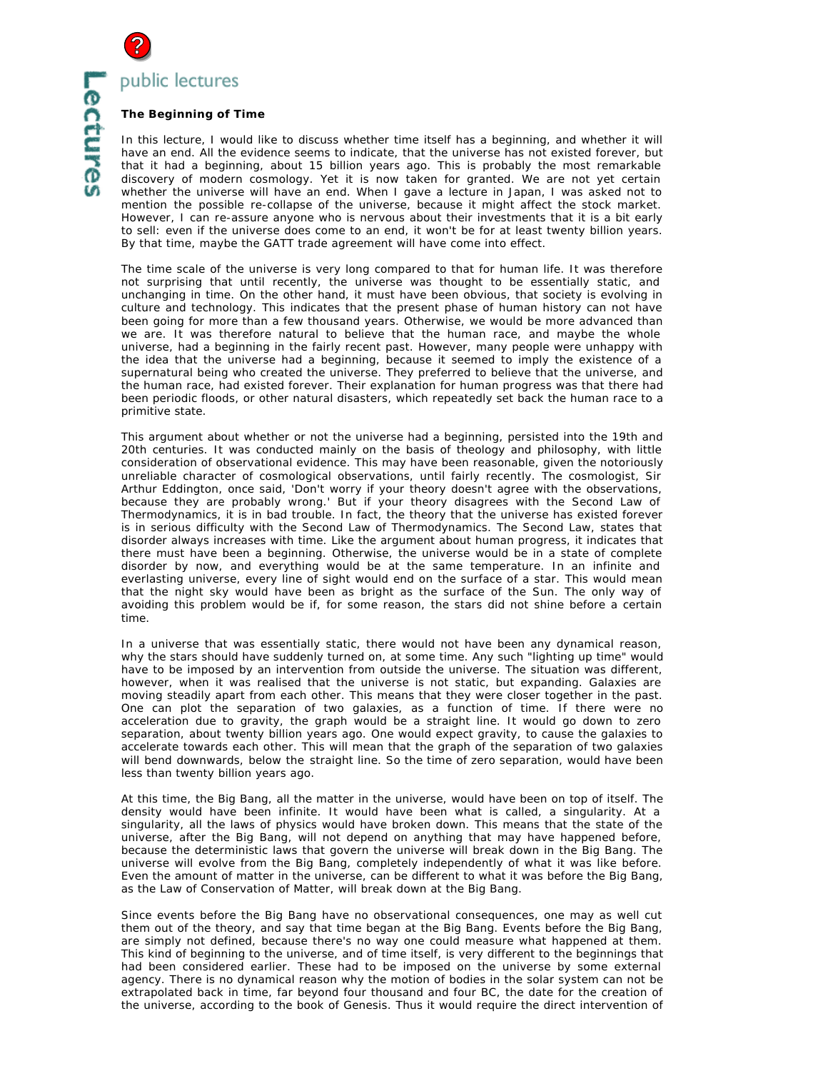public lectures

## The Beginning of Time

In this lecture, I would like to discuss whether time itself has a beginning, and whether it will have an end. All the evidence seems to indicate, that the universe has not existed forever, but that it had a beginning, about 15 billion years ago. This is probably the most remarkable discovery of modern cosmology. Yet it is now taken for granted. We are not yet certain whether the universe will have an end. When I gave a lecture in Japan, I was asked not to mention the possible re-collapse of the universe, because it might affect the stock market. However, I can re-assure anyone who is nervous about their investments that it is a bit early to sell: even if the universe does come to an end, it won't be for at least twenty billion years. By that time, maybe the GATT trade agreement will have come into effect.

The time scale of the universe is very long compared to that for human life. It was therefore not surprising that until recently, the universe was thought to be essentially static, and unchanging in time. On the other hand, it must have been obvious, that society is evolving in culture and technology. This indicates that the present phase of human history can not have been going for more than a few thousand years. Otherwise, we would be more advanced than we are. It was therefore natural to believe that the human race, and maybe the whole universe, had a beginning in the fairly recent past. However, many people were unhappy with the idea that the universe had a beginning, because it seemed to imply the existence of a supernatural being who created the universe. They preferred to believe that the universe, and the human race, had existed forever. Their explanation for human progress was that there had been periodic floods, or other natural disasters, which repeatedly set back the human race to a primitive state.

This argument about whether or not the universe had a beginning, persisted into the 19th and 20th centuries. It was conducted mainly on the basis of theology and philosophy, with little consideration of observational evidence. This may have been reasonable, given the notoriously unreliable character of cosmological observations, until fairly recently. The cosmologist, Sir Arthur Eddington, once said, 'Don't worry if your theory doesn't agree with the observations, because they are probably wrong.' But if your theory disagrees with the Second Law of Thermodynamics, it is in bad trouble. In fact, the theory that the universe has existed forever is in serious difficulty with the Second Law of Thermodynamics. The Second Law, states that disorder always increases with time. Like the argument about human progress, it indicates that there must have been a beginning. Otherwise, the universe would be in a state of complete disorder by now, and everything would be at the same temperature. In an infinite and everlasting universe, every line of sight would end on the surface of a star. This would mean that the night sky would have been as bright as the surface of the Sun. The only way of avoiding this problem would be if, for some reason, the stars did not shine before a certain time.

In a universe that was essentially static, there would not have been any dynamical reason, why the stars should have suddenly turned on, at some time. Any such "lighting up time" would have to be imposed by an intervention from outside the universe. The situation was different, however, when it was realised that the universe is not static, but expanding. Galaxies are moving steadily apart from each other. This means that they were closer together in the past. One can plot the separation of two galaxies, as a function of time. If there were no acceleration due to gravity, the graph would be a straight line. It would go down to zero separation, about twenty billion years ago. One would expect gravity, to cause the galaxies to accelerate towards each other. This will mean that the graph of the separation of two galaxies will bend downwards, below the straight line. So the time of zero separation, would have been less than twenty billion years ago.

At this time, the Big Bang, all the matter in the universe, would have been on top of itself. The density would have been infinite. It would have been what is called, a singularity. At a singularity, all the laws of physics would have broken down. This means that the state of the universe, after the Big Bang, will not depend on anything that may have happened before, because the deterministic laws that govern the universe will break down in the Big Bang. The universe will evolve from the Big Bang, completely independently of what it was like before. Even the amount of matter in the universe, can be different to what it was before the Big Bang, as the Law of Conservation of Matter, will break down at the Big Bang.

Since events before the Big Bang have no observational consequences, one may as well cut them out of the theory, and say that time began at the Big Bang. Events before the Big Bang, are simply not defined, because there's no way one could measure what happened at them. This kind of beginning to the universe, and of time itself, is very different to the beginnings that had been considered earlier. These had to be imposed on the universe by some external agency. There is no dynamical reason why the motion of bodies in the solar system can not be extrapolated back in time, far beyond four thousand and four BC, the date for the creation of the universe, according to the book of Genesis. Thus it would require the direct intervention of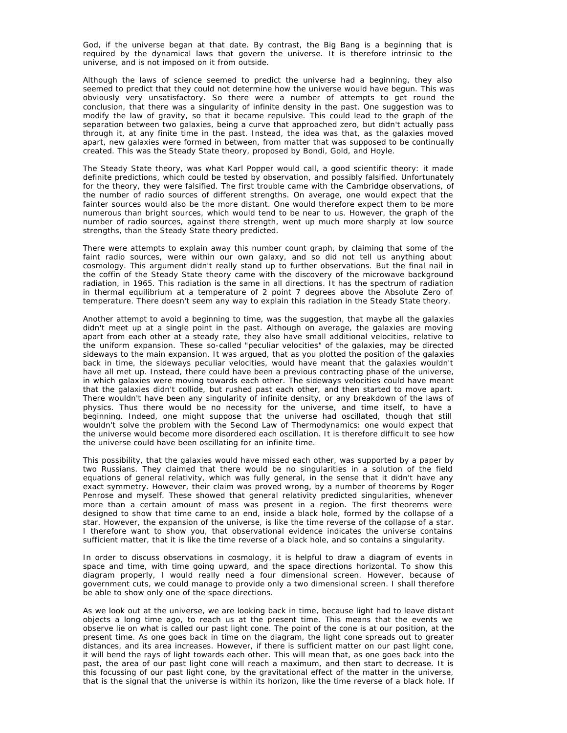God, if the universe began at that date. By contrast, the Big Bang is a beginning that is required by the dynamical laws that govern the universe. It is therefore intrinsic to the universe, and is not imposed on it from outside.

Although the laws of science seemed to predict the universe had a beginning, they also seemed to predict that they could not determine how the universe would have begun. This was obviously very unsatisfactory. So there were a number of attempts to get round the conclusion, that there was a singularity of infinite density in the past. One suggestion was to modify the law of gravity, so that it became repulsive. This could lead to the graph of the separation between two galaxies, being a curve that approached zero, but didn't actually pass through it, at any finite time in the past. Instead, the idea was that, as the galaxies moved apart, new galaxies were formed in between, from matter that was supposed to be continually created. This was the Steady State theory, proposed by Bondi, Gold, and Hoyle.

The Steady State theory, was what Karl Popper would call, a good scientific theory: it made definite predictions, which could be tested by observation, and possibly falsified. Unfortunately for the theory, they were falsified. The first trouble came with the Cambridge observations, of the number of radio sources of different strengths. On average, one would expect that the fainter sources would also be the more distant. One would therefore expect them to be more numerous than bright sources, which would tend to be near to us. However, the graph of the number of radio sources, against there strength, went up much more sharply at low source strengths, than the Steady State theory predicted.

There were attempts to explain away this number count graph, by claiming that some of the faint radio sources, were within our own galaxy, and so did not tell us anything about cosmology. This argument didn't really stand up to further observations. But the final nail in the coffin of the Steady State theory came with the discovery of the microwave background radiation, in 1965. This radiation is the same in all directions. It has the spectrum of radiation in thermal equilibrium at a temperature of 2 point 7 degrees above the Absolute Zero of temperature. There doesn't seem any way to explain this radiation in the Steady State theory.

Another attempt to avoid a beginning to time, was the suggestion, that maybe all the galaxies didn't meet up at a single point in the past. Although on average, the galaxies are moving apart from each other at a steady rate, they also have small additional velocities, relative to the uniform expansion. These so-called "peculiar velocities" of the galaxies, may be directed sideways to the main expansion. It was argued, that as you plotted the position of the galaxies back in time, the sideways peculiar velocities, would have meant that the galaxies wouldn't have all met up. Instead, there could have been a previous contracting phase of the universe, in which galaxies were moving towards each other. The sideways velocities could have meant that the galaxies didn't collide, but rushed past each other, and then started to move apart. There wouldn't have been any singularity of infinite density, or any breakdown of the laws of physics. Thus there would be no necessity for the universe, and time itself, to have a beginning. Indeed, one might suppose that the universe had oscillated, though that still wouldn't solve the problem with the Second Law of Thermodynamics: one would expect that the universe would become more disordered each oscillation. It is therefore difficult to see how the universe could have been oscillating for an infinite time.

This possibility, that the galaxies would have missed each other, was supported by a paper by two Russians. They claimed that there would be no singularities in a solution of the field equations of general relativity, which was fully general, in the sense that it didn't have any exact symmetry. However, their claim was proved wrong, by a number of theorems by Roger Penrose and myself. These showed that general relativity predicted singularities, whenever more than a certain amount of mass was present in a region. The first theorems were designed to show that time came to an end, inside a black hole, formed by the collapse of a star. However, the expansion of the universe, is like the time reverse of the collapse of a star. I therefore want to show you, that observational evidence indicates the universe contains sufficient matter, that it is like the time reverse of a black hole, and so contains a singularity.

In order to discuss observations in cosmology, it is helpful to draw a diagram of events in space and time, with time going upward, and the space directions horizontal. To show this diagram properly, I would really need a four dimensional screen. However, because of government cuts, we could manage to provide only a two dimensional screen. I shall therefore be able to show only one of the space directions.

As we look out at the universe, we are looking back in time, because light had to leave distant objects a long time ago, to reach us at the present time. This means that the events we observe lie on what is called our past light cone. The point of the cone is at our position, at the present time. As one goes back in time on the diagram, the light cone spreads out to greater distances, and its area increases. However, if there is sufficient matter on our past light cone, it will bend the rays of light towards each other. This will mean that, as one goes back into the past, the area of our past light cone will reach a maximum, and then start to decrease. It is this focussing of our past light cone, by the gravitational effect of the matter in the universe, that is the signal that the universe is within its horizon, like the time reverse of a black hole. If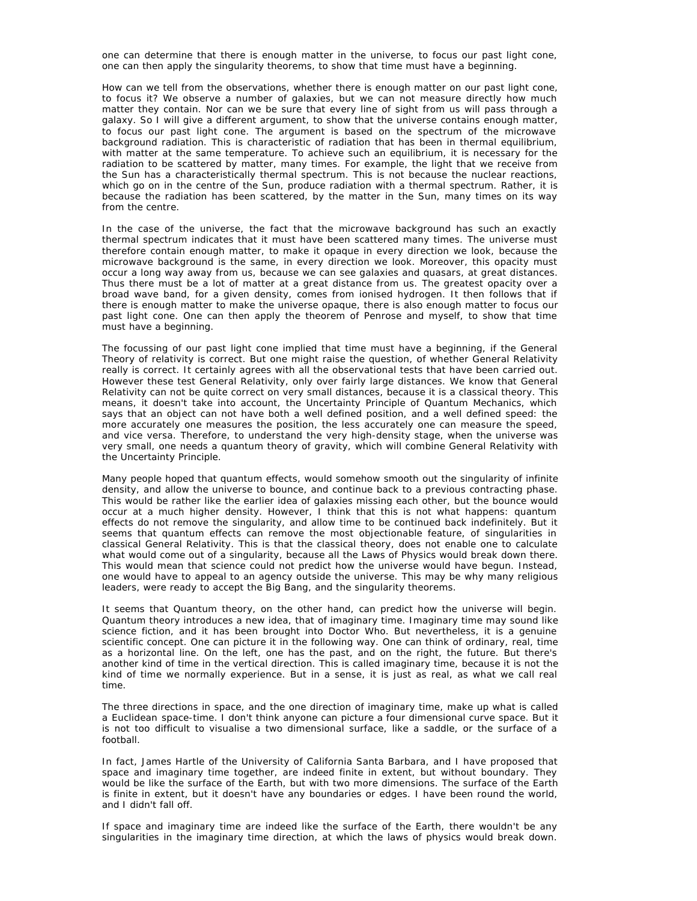one can determine that there is enough matter in the universe, to focus our past light cone, one can then apply the singularity theorems, to show that time must have a beginning.

How can we tell from the observations, whether there is enough matter on our past light cone, to focus it? We observe a number of galaxies, but we can not measure directly how much matter they contain. Nor can we be sure that every line of sight from us will pass through a galaxy. So I will give a different argument, to show that the universe contains enough matter, to focus our past light cone. The argument is based on the spectrum of the microwave background radiation. This is characteristic of radiation that has been in thermal equilibrium, with matter at the same temperature. To achieve such an equilibrium, it is necessary for the radiation to be scattered by matter, many times. For example, the light that we receive from the Sun has a characteristically thermal spectrum. This is not because the nuclear reactions, which go on in the centre of the Sun, produce radiation with a thermal spectrum. Rather, it is because the radiation has been scattered, by the matter in the Sun, many times on its way from the centre.

In the case of the universe, the fact that the microwave background has such an exactly thermal spectrum indicates that it must have been scattered many times. The universe must therefore contain enough matter, to make it opaque in every direction we look, because the microwave background is the same, in every direction we look. Moreover, this opacity must occur a long way away from us, because we can see galaxies and quasars, at great distances. Thus there must be a lot of matter at a great distance from us. The greatest opacity over a broad wave band, for a given density, comes from ionised hydrogen. It then follows that if there is enough matter to make the universe opaque, there is also enough matter to focus our past light cone. One can then apply the theorem of Penrose and myself, to show that time must have a beginning.

The focussing of our past light cone implied that time must have a beginning, if the General Theory of relativity is correct. But one might raise the question, of whether General Relativity really is correct. It certainly agrees with all the observational tests that have been carried out. However these test General Relativity, only over fairly large distances. We know that General Relativity can not be quite correct on very small distances, because it is a classical theory. This means, it doesn't take into account, the Uncertainty Principle of Quantum Mechanics, which says that an object can not have both a well defined position, and a well defined speed: the more accurately one measures the position, the less accurately one can measure the speed, and vice versa. Therefore, to understand the very high-density stage, when the universe was very small, one needs a quantum theory of gravity, which will combine General Relativity with the Uncertainty Principle.

Many people hoped that quantum effects, would somehow smooth out the singularity of infinite density, and allow the universe to bounce, and continue back to a previous contracting phase. This would be rather like the earlier idea of galaxies missing each other, but the bounce would occur at a much higher density. However, I think that this is not what happens: quantum effects do not remove the singularity, and allow time to be continued back indefinitely. But it seems that quantum effects can remove the most objectionable feature, of singularities in classical General Relativity. This is that the classical theory, does not enable one to calculate what would come out of a singularity, because all the Laws of Physics would break down there. This would mean that science could not predict how the universe would have begun. Instead, one would have to appeal to an agency outside the universe. This may be why many religious leaders, were ready to accept the Big Bang, and the singularity theorems.

It seems that Quantum theory, on the other hand, can predict how the universe will begin. Quantum theory introduces a new idea, that of imaginary time. Imaginary time may sound like science fiction, and it has been brought into Doctor Who. But nevertheless, it is a genuine scientific concept. One can picture it in the following way. One can think of ordinary, real, time as a horizontal line. On the left, one has the past, and on the right, the future. But there's another kind of time in the vertical direction. This is called imaginary time, because it is not the kind of time we normally experience. But in a sense, it is just as real, as what we call real time.

The three directions in space, and the one direction of imaginary time, make up what is called a Euclidean space-time. I don't think anyone can picture a four dimensional curve space. But it is not too difficult to visualise a two dimensional surface, like a saddle, or the surface of a football.

In fact, James Hartle of the University of California Santa Barbara, and I have proposed that space and imaginary time together, are indeed finite in extent, but without boundary. They would be like the surface of the Earth, but with two more dimensions. The surface of the Earth is finite in extent, but it doesn't have any boundaries or edges. I have been round the world, and I didn't fall off.

If space and imaginary time are indeed like the surface of the Earth, there wouldn't be any singularities in the imaginary time direction, at which the laws of physics would break down.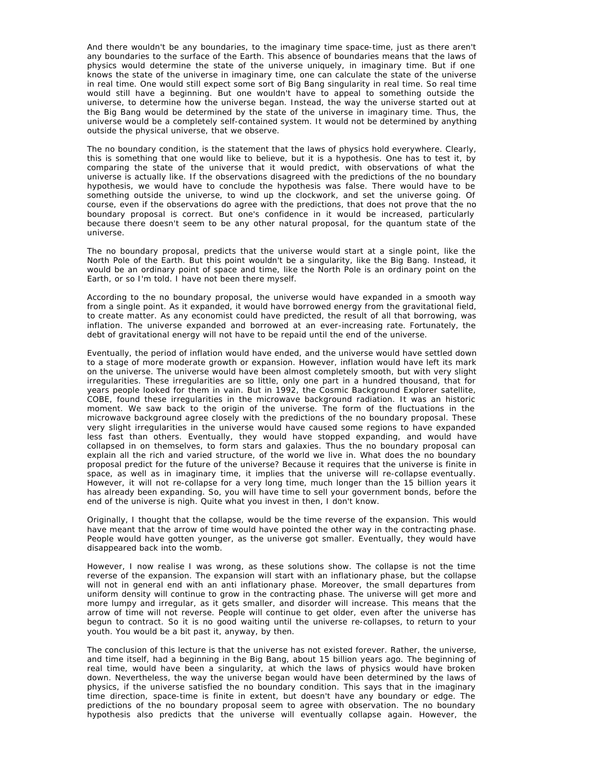And there wouldn't be any boundaries, to the imaginary time space-time, just as there aren't any boundaries to the surface of the Earth. This absence of boundaries means that the laws of physics would determine the state of the universe uniquely, in imaginary time. But if one knows the state of the universe in imaginary time, one can calculate the state of the universe in real time. One would still expect some sort of Big Bang singularity in real time. So real time would still have a beginning. But one wouldn't have to appeal to something outside the universe, to determine how the universe began. Instead, the way the universe started out at the Big Bang would be determined by the state of the universe in imaginary time. Thus, the universe would be a completely self-contained system. It would not be determined by anything outside the physical universe, that we observe.

The no boundary condition, is the statement that the laws of physics hold everywhere. Clearly, this is something that one would like to believe, but it is a hypothesis. One has to test it, by comparing the state of the universe that it would predict, with observations of what the universe is actually like. If the observations disagreed with the predictions of the no boundary hypothesis, we would have to conclude the hypothesis was false. There would have to be something outside the universe, to wind up the clockwork, and set the universe going. Of course, even if the observations do agree with the predictions, that does not prove that the no boundary proposal is correct. But one's confidence in it would be increased, particularly because there doesn't seem to be any other natural proposal, for the quantum state of the universe.

The no boundary proposal, predicts that the universe would start at a single point, like the North Pole of the Earth. But this point wouldn't be a singularity, like the Big Bang. Instead, it would be an ordinary point of space and time, like the North Pole is an ordinary point on the Earth, or so I'm told. I have not been there myself.

According to the no boundary proposal, the universe would have expanded in a smooth way from a single point. As it expanded, it would have borrowed energy from the gravitational field, to create matter. As any economist could have predicted, the result of all that borrowing, was inflation. The universe expanded and borrowed at an ever-increasing rate. Fortunately, the debt of gravitational energy will not have to be repaid until the end of the universe.

Eventually, the period of inflation would have ended, and the universe would have settled down to a stage of more moderate growth or expansion. However, inflation would have left its mark on the universe. The universe would have been almost completely smooth, but with very slight irregularities. These irregularities are so little, only one part in a hundred thousand, that for years people looked for them in vain. But in 1992, the Cosmic Background Explorer satellite, COBE, found these irregularities in the microwave background radiation. It was an historic moment. We saw back to the origin of the universe. The form of the fluctuations in the microwave background agree closely with the predictions of the no boundary proposal. These very slight irregularities in the universe would have caused some regions to have expanded less fast than others. Eventually, they would have stopped expanding, and would have collapsed in on themselves, to form stars and galaxies. Thus the no boundary proposal can explain all the rich and varied structure, of the world we live in. What does the no boundary proposal predict for the future of the universe? Because it requires that the universe is finite in space, as well as in imaginary time, it implies that the universe will re-collapse eventually. However, it will not re-collapse for a very long time, much longer than the 15 billion years it has already been expanding. So, you will have time to sell your government bonds, before the end of the universe is nigh. Quite what you invest in then, I don't know.

Originally, I thought that the collapse, would be the time reverse of the expansion. This would have meant that the arrow of time would have pointed the other way in the contracting phase. People would have gotten younger, as the universe got smaller. Eventually, they would have disappeared back into the womb.

However, I now realise I was wrong, as these solutions show. The collapse is not the time reverse of the expansion. The expansion will start with an inflationary phase, but the collapse will not in general end with an anti inflationary phase. Moreover, the small departures from uniform density will continue to grow in the contracting phase. The universe will get more and more lumpy and irregular, as it gets smaller, and disorder will increase. This means that the arrow of time will not reverse. People will continue to get older, even after the universe has begun to contract. So it is no good waiting until the universe re-collapses, to return to your youth. You would be a bit past it, anyway, by then.

The conclusion of this lecture is that the universe has not existed forever. Rather, the universe, and time itself, had a beginning in the Big Bang, about 15 billion years ago. The beginning of real time, would have been a singularity, at which the laws of physics would have broken down. Nevertheless, the way the universe began would have been determined by the laws of physics, if the universe satisfied the no boundary condition. This says that in the imaginary time direction, space-time is finite in extent, but doesn't have any boundary or edge. The predictions of the no boundary proposal seem to agree with observation. The no boundary hypothesis also predicts that the universe will eventually collapse again. However, the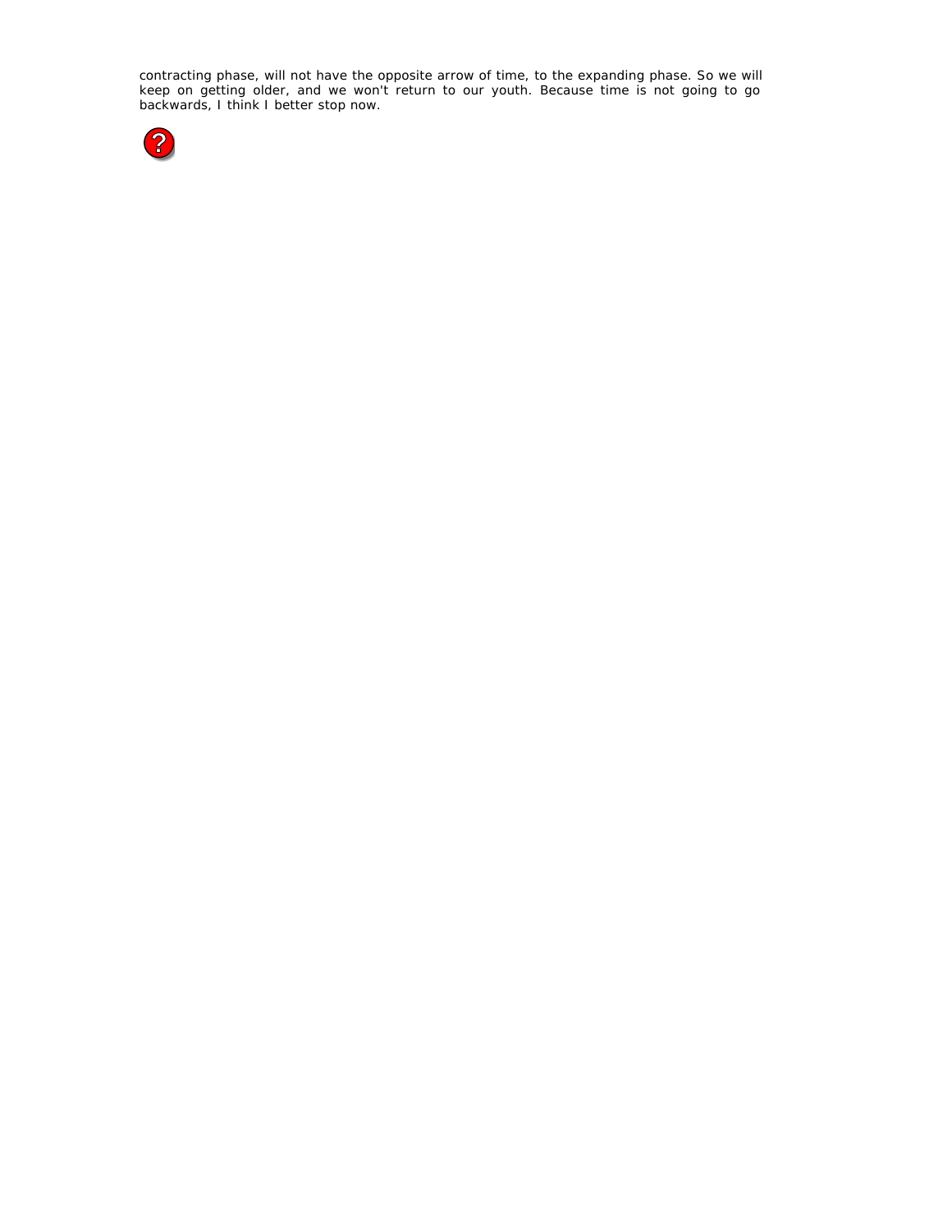contracting phase, will not have the opposite arrow of time, to the expanding phase. So we will keep on getting older, and we won't return to our youth. Because time is not going to go backwards, I think I better stop now.